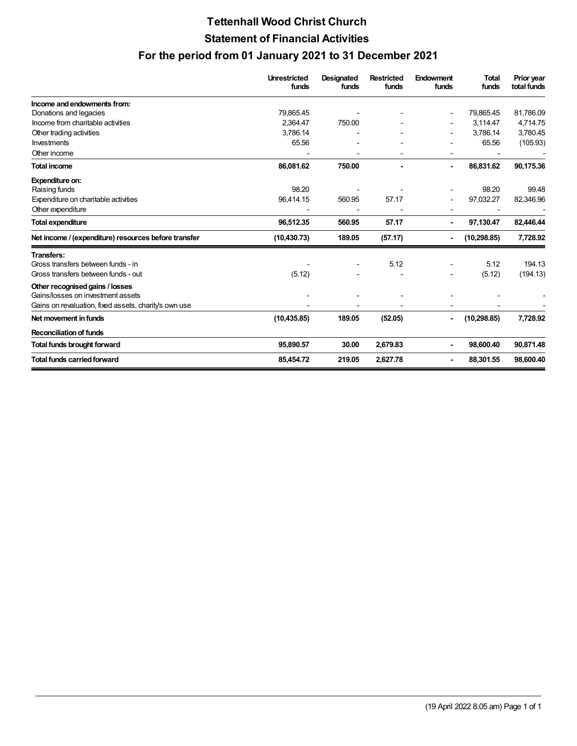# Tettenhall Wood Christ Church

## Statement of Financial Activities

## For the period from 01 January 2021 to 31 December 2021

| | Unrestricted funds | Designated funds | Restricted funds | Endowment funds | Total funds | Prior year total funds |
|---|---|---|---|---|---|---|
| **Income and endowments from:** | | | | | | |
| Donations and legacies | 79,865.45 | - | - | - | 79,865.45 | 81,786.09 |
| Income from charitable activities | 2,364.47 | 750.00 | - | - | 3,114.47 | 4,714.75 |
| Other trading activities | 3,786.14 | - | - | - | 3,786.14 | 3,780.45 |
| Investments | 65.56 | - | - | - | 65.56 | (105.93) |
| Other income | - | - | - | - | - | - |
| **Total income** | **86,081.62** | **750.00** | **-** | **-** | **86,831.62** | **90,175.36** |
| **Expenditure on:** | | | | | | |
| Raising funds | 98.20 | - | - | - | 98.20 | 99.48 |
| Expenditure on charitable activities | 96,414.15 | 560.95 | 57.17 | - | 97,032.27 | 82,346.96 |
| Other expenditure | - | - | - | - | - | - |
| **Total expenditure** | **96,512.35** | **560.95** | **57.17** | **-** | **97,130.47** | **82,446.44** |
| **Net income / (expenditure) resources before transfer** | **(10,430.73)** | **189.05** | **(57.17)** | **-** | **(10,298.85)** | **7,728.92** |
| **Transfers:** | | | | | | |
| Gross transfers between funds - in | - | - | 5.12 | - | 5.12 | 194.13 |
| Gross transfers between funds - out | (5.12) | - | - | - | (5.12) | (194.13) |
| **Other recognised gains / losses** | | | | | | |
| Gains/losses on investment assets | - | - | - | - | - | - |
| Gains on revaluation, fixed assets, charity's own use | - | - | - | - | - | - |
| **Net movement in funds** | **(10,435.85)** | **189.05** | **(52.05)** | **-** | **(10,298.85)** | **7,728.92** |
| **Reconciliation of funds** | | | | | | |
| **Total funds brought forward** | **95,890.57** | **30.00** | **2,679.83** | **-** | **98,600.40** | **90,871.48** |
| **Total funds carried forward** | **85,454.72** | **219.05** | **2,627.78** | **-** | **88,301.55** | **98,600.40** |

(19 April 2022 8:05 am)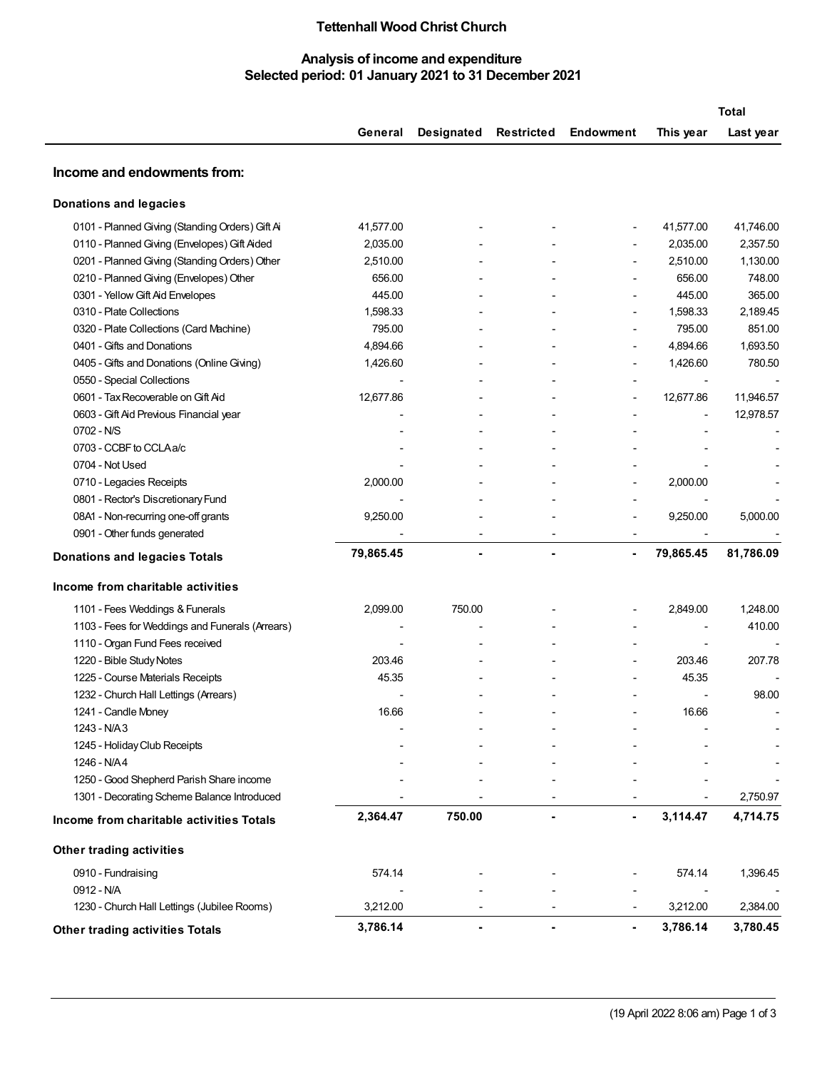# Tettenhall Wood Christ Church

## Analysis of income and expenditure
## Selected period: 01 January 2021 to 31 December 2021

| | General | Designated | Restricted | Endowment | Total This year | Total Last year |
|---|---|---|---|---|---|---|
| **Income and endowments from:** | | | | | | |
| **Donations and legacies** | | | | | | |
| 0101 - Planned Giving (Standing Orders) Gift Ai | 41,577.00 | - | - | - | 41,577.00 | 41,746.00 |
| 0110 - Planned Giving (Envelopes) Gift Aided | 2,035.00 | - | - | - | 2,035.00 | 2,357.50 |
| 0201 - Planned Giving (Standing Orders) Other | 2,510.00 | - | - | - | 2,510.00 | 1,130.00 |
| 0210 - Planned Giving (Envelopes) Other | 656.00 | - | - | - | 656.00 | 748.00 |
| 0301 - Yellow Gift Aid Envelopes | 445.00 | - | - | - | 445.00 | 365.00 |
| 0310 - Plate Collections | 1,598.33 | - | - | - | 1,598.33 | 2,189.45 |
| 0320 - Plate Collections (Card Machine) | 795.00 | - | - | - | 795.00 | 851.00 |
| 0401 - Gifts and Donations | 4,894.66 | - | - | - | 4,894.66 | 1,693.50 |
| 0405 - Gifts and Donations (Online Giving) | 1,426.60 | - | - | - | 1,426.60 | 780.50 |
| 0550 - Special Collections | - | - | - | - | - | - |
| 0601 - Tax Recoverable on Gift Aid | 12,677.86 | - | - | - | 12,677.86 | 11,946.57 |
| 0603 - Gift Aid Previous Financial year | - | - | - | - | - | 12,978.57 |
| 0702 - N/S | - | - | - | - | - | - |
| 0703 - CCBF to CCLA a/c | - | - | - | - | - | - |
| 0704 - Not Used | - | - | - | - | - | - |
| 0710 - Legacies Receipts | 2,000.00 | - | - | - | 2,000.00 | - |
| 0801 - Rector's Discretionary Fund | - | - | - | - | - | - |
| 08A1 - Non-recurring one-off grants | 9,250.00 | - | - | - | 9,250.00 | 5,000.00 |
| 0901 - Other funds generated | - | - | - | - | - | - |
| **Donations and legacies Totals** | **79,865.45** | **-** | **-** | **-** | **79,865.45** | **81,786.09** |
| **Income from charitable activities** | | | | | | |
| 1101 - Fees Weddings & Funerals | 2,099.00 | 750.00 | - | - | 2,849.00 | 1,248.00 |
| 1103 - Fees for Weddings and Funerals (Arrears) | - | - | - | - | - | 410.00 |
| 1110 - Organ Fund Fees received | - | - | - | - | - | - |
| 1220 - Bible Study Notes | 203.46 | - | - | - | 203.46 | 207.78 |
| 1225 - Course Materials Receipts | 45.35 | - | - | - | 45.35 | - |
| 1232 - Church Hall Lettings (Arrears) | - | - | - | - | - | 98.00 |
| 1241 - Candle Money | 16.66 | - | - | - | 16.66 | - |
| 1243 - N/A 3 | - | - | - | - | - | - |
| 1245 - Holiday Club Receipts | - | - | - | - | - | - |
| 1246 - N/A 4 | - | - | - | - | - | - |
| 1250 - Good Shepherd Parish Share income | - | - | - | - | - | - |
| 1301 - Decorating Scheme Balance Introduced | - | - | - | - | - | 2,750.97 |
| **Income from charitable activities Totals** | **2,364.47** | **750.00** | **-** | **-** | **3,114.47** | **4,714.75** |
| **Other trading activities** | | | | | | |
| 0910 - Fundraising | 574.14 | - | - | - | 574.14 | 1,396.45 |
| 0912 - N/A | - | - | - | - | - | - |
| 1230 - Church Hall Lettings (Jubilee Rooms) | 3,212.00 | - | - | - | 3,212.00 | 2,384.00 |
| **Other trading activities Totals** | **3,786.14** | **-** | **-** | **-** | **3,786.14** | **3,780.45** |

(19 April 2022 8:06 am)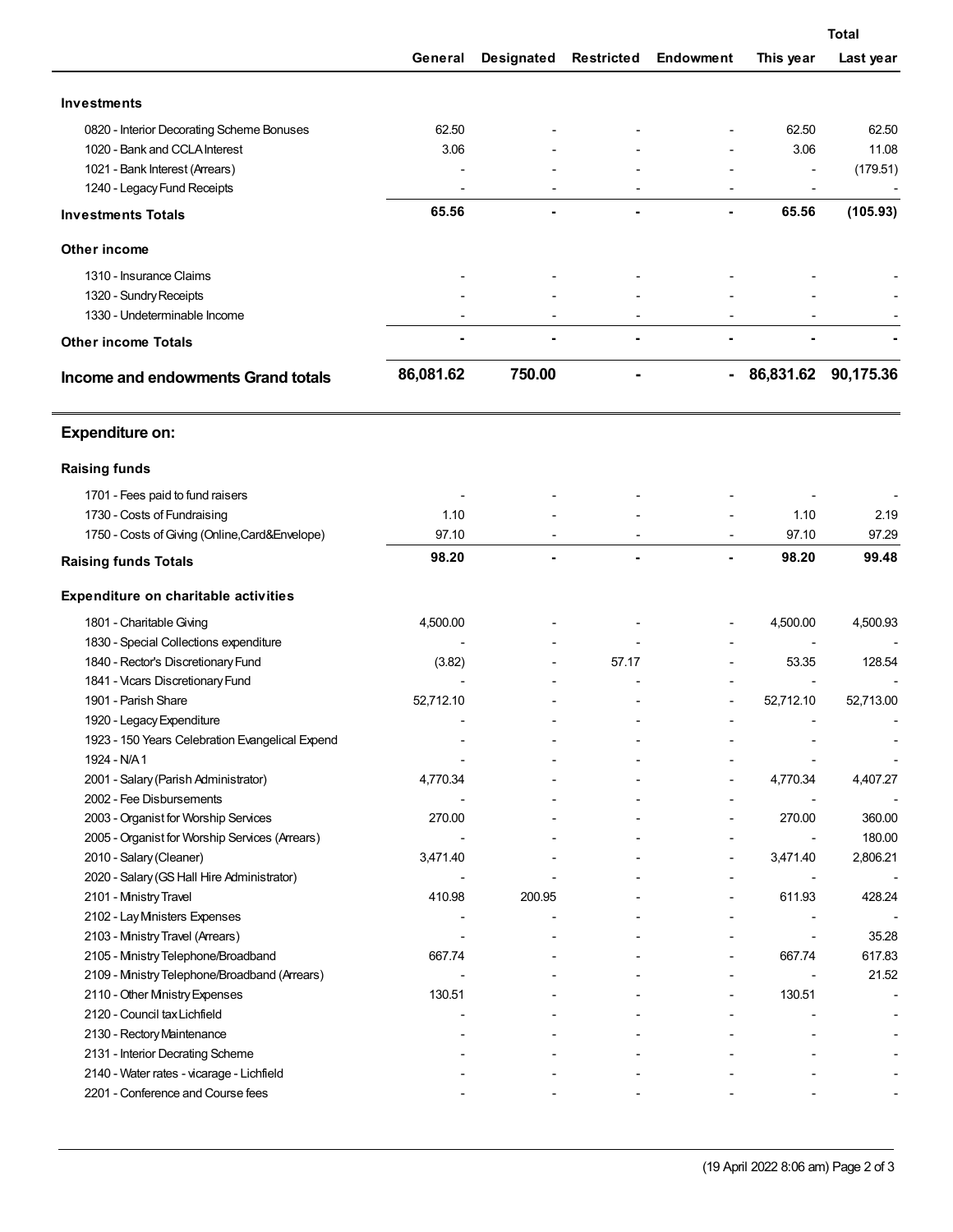| | General | Designated | Restricted | Endowment | Total This year | Total Last year |
|---|---|---|---|---|---|---|
| **Investments** | | | | | | |
| 0820 - Interior Decorating Scheme Bonuses | 62.50 | - | - | - | 62.50 | 62.50 |
| 1020 - Bank and CCLA Interest | 3.06 | - | - | - | 3.06 | 11.08 |
| 1021 - Bank Interest (Arrears) | - | - | - | - | - | (179.51) |
| 1240 - Legacy Fund Receipts | - | - | - | - | - | - |
| **Investments Totals** | **65.56** | **-** | **-** | **-** | **65.56** | **(105.93)** |
| **Other income** | | | | | | |
| 1310 - Insurance Claims | - | - | - | - | - | - |
| 1320 - Sundry Receipts | - | - | - | - | - | - |
| 1330 - Undeterminable Income | - | - | - | - | - | - |
| **Other income Totals** | **-** | **-** | **-** | **-** | **-** | **-** |
| **Income and endowments Grand totals** | **86,081.62** | **750.00** | **-** | **-** | **86,831.62** | **90,175.36** |

## Expenditure on:

| | General | Designated | Restricted | Endowment | Total This year | Total Last year |
|---|---|---|---|---|---|---|
| **Raising funds** | | | | | | |
| 1701 - Fees paid to fund raisers | - | - | - | - | - | - |
| 1730 - Costs of Fundraising | 1.10 | - | - | - | 1.10 | 2.19 |
| 1750 - Costs of Giving (Online,Card&Envelope) | 97.10 | - | - | - | 97.10 | 97.29 |
| **Raising funds Totals** | **98.20** | **-** | **-** | **-** | **98.20** | **99.48** |
| **Expenditure on charitable activities** | | | | | | |
| 1801 - Charitable Giving | 4,500.00 | - | - | - | 4,500.00 | 4,500.93 |
| 1830 - Special Collections expenditure | - | - | - | - | - | - |
| 1840 - Rector's Discretionary Fund | (3.82) | - | 57.17 | - | 53.35 | 128.54 |
| 1841 - Vicars Discretionary Fund | - | - | - | - | - | - |
| 1901 - Parish Share | 52,712.10 | - | - | - | 52,712.10 | 52,713.00 |
| 1920 - Legacy Expenditure | - | - | - | - | - | - |
| 1923 - 150 Years Celebration Evangelical Expend | - | - | - | - | - | - |
| 1924 - N/A 1 | - | - | - | - | - | - |
| 2001 - Salary (Parish Administrator) | 4,770.34 | - | - | - | 4,770.34 | 4,407.27 |
| 2002 - Fee Disbursements | - | - | - | - | - | - |
| 2003 - Organist for Worship Services | 270.00 | - | - | - | 270.00 | 360.00 |
| 2005 - Organist for Worship Services (Arrears) | - | - | - | - | - | 180.00 |
| 2010 - Salary (Cleaner) | 3,471.40 | - | - | - | 3,471.40 | 2,806.21 |
| 2020 - Salary (GS Hall Hire Administrator) | - | - | - | - | - | - |
| 2101 - Ministry Travel | 410.98 | 200.95 | - | - | 611.93 | 428.24 |
| 2102 - Lay Ministers Expenses | - | - | - | - | - | - |
| 2103 - Ministry Travel (Arrears) | - | - | - | - | - | 35.28 |
| 2105 - Ministry Telephone/Broadband | 667.74 | - | - | - | 667.74 | 617.83 |
| 2109 - Ministry Telephone/Broadband (Arrears) | - | - | - | - | - | 21.52 |
| 2110 - Other Ministry Expenses | 130.51 | - | - | - | 130.51 | - |
| 2120 - Council tax Lichfield | - | - | - | - | - | - |
| 2130 - Rectory Maintenance | - | - | - | - | - | - |
| 2131 - Interior Decrating Scheme | - | - | - | - | - | - |
| 2140 - Water rates - vicarage - Lichfield | - | - | - | - | - | - |
| 2201 - Conference and Course fees | - | - | - | - | - | - |

(19 April 2022 8:06 am)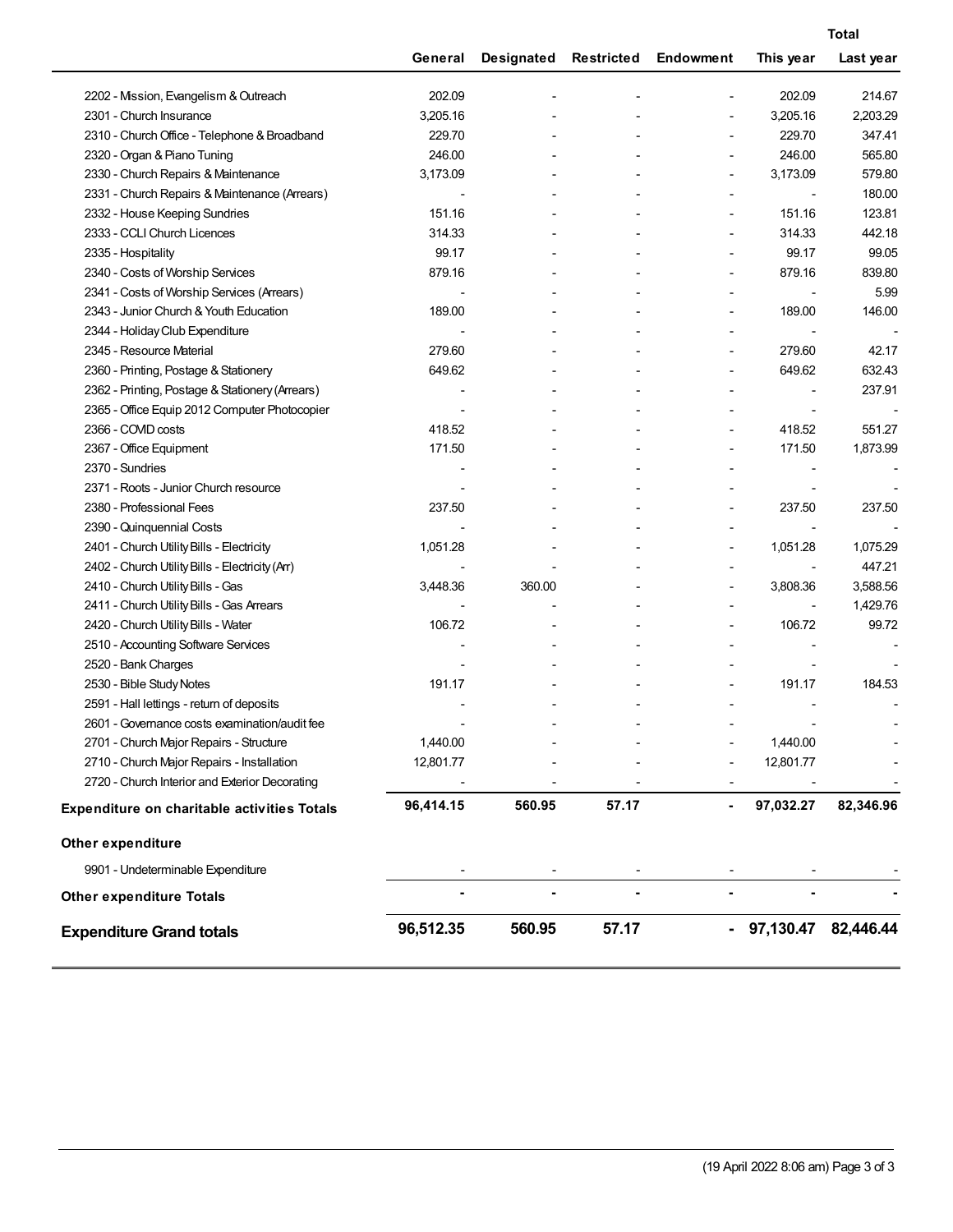| | General | Designated | Restricted | Endowment | Total This year | Total Last year |
|---|---|---|---|---|---|---|
| 2202 - Mission, Evangelism & Outreach | 202.09 | - | - | - | 202.09 | 214.67 |
| 2301 - Church Insurance | 3,205.16 | - | - | - | 3,205.16 | 2,203.29 |
| 2310 - Church Office - Telephone & Broadband | 229.70 | - | - | - | 229.70 | 347.41 |
| 2320 - Organ & Piano Tuning | 246.00 | - | - | - | 246.00 | 565.80 |
| 2330 - Church Repairs & Maintenance | 3,173.09 | - | - | - | 3,173.09 | 579.80 |
| 2331 - Church Repairs & Maintenance (Arrears) | - | - | - | - | - | 180.00 |
| 2332 - House Keeping Sundries | 151.16 | - | - | - | 151.16 | 123.81 |
| 2333 - CCLI Church Licences | 314.33 | - | - | - | 314.33 | 442.18 |
| 2335 - Hospitality | 99.17 | - | - | - | 99.17 | 99.05 |
| 2340 - Costs of Worship Services | 879.16 | - | - | - | 879.16 | 839.80 |
| 2341 - Costs of Worship Services (Arrears) | - | - | - | - | - | 5.99 |
| 2343 - Junior Church & Youth Education | 189.00 | - | - | - | 189.00 | 146.00 |
| 2344 - Holiday Club Expenditure | - | - | - | - | - | - |
| 2345 - Resource Material | 279.60 | - | - | - | 279.60 | 42.17 |
| 2360 - Printing, Postage & Stationery | 649.62 | - | - | - | 649.62 | 632.43 |
| 2362 - Printing, Postage & Stationery (Arrears) | - | - | - | - | - | 237.91 |
| 2365 - Office Equip 2012 Computer Photocopier | - | - | - | - | - | - |
| 2366 - COVID costs | 418.52 | - | - | - | 418.52 | 551.27 |
| 2367 - Office Equipment | 171.50 | - | - | - | 171.50 | 1,873.99 |
| 2370 - Sundries | - | - | - | - | - | - |
| 2371 - Roots - Junior Church resource | - | - | - | - | - | - |
| 2380 - Professional Fees | 237.50 | - | - | - | 237.50 | 237.50 |
| 2390 - Quinquennial Costs | - | - | - | - | - | - |
| 2401 - Church Utility Bills - Electricity | 1,051.28 | - | - | - | 1,051.28 | 1,075.29 |
| 2402 - Church Utility Bills - Electricity (Arr) | - | - | - | - | - | 447.21 |
| 2410 - Church Utility Bills - Gas | 3,448.36 | 360.00 | - | - | 3,808.36 | 3,588.56 |
| 2411 - Church Utility Bills - Gas Arrears | - | - | - | - | - | 1,429.76 |
| 2420 - Church Utility Bills - Water | 106.72 | - | - | - | 106.72 | 99.72 |
| 2510 - Accounting Software Services | - | - | - | - | - | - |
| 2520 - Bank Charges | - | - | - | - | - | - |
| 2530 - Bible Study Notes | 191.17 | - | - | - | 191.17 | 184.53 |
| 2591 - Hall lettings - return of deposits | - | - | - | - | - | - |
| 2601 - Governance costs examination/audit fee | - | - | - | - | - | - |
| 2701 - Church Major Repairs - Structure | 1,440.00 | - | - | - | 1,440.00 | - |
| 2710 - Church Major Repairs - Installation | 12,801.77 | - | - | - | 12,801.77 | - |
| 2720 - Church Interior and Exterior Decorating | - | - | - | - | - | - |
| **Expenditure on charitable activities Totals** | **96,414.15** | **560.95** | **57.17** | **-** | **97,032.27** | **82,346.96** |
| **Other expenditure** | | | | | | |
| 9901 - Undeterminable Expenditure | - | - | - | - | - | - |
| **Other expenditure Totals** | **-** | **-** | **-** | **-** | **-** | **-** |
| **Expenditure Grand totals** | **96,512.35** | **560.95** | **57.17** | **-** | **97,130.47** | **82,446.44** |

(19 April 2022 8:06 am)